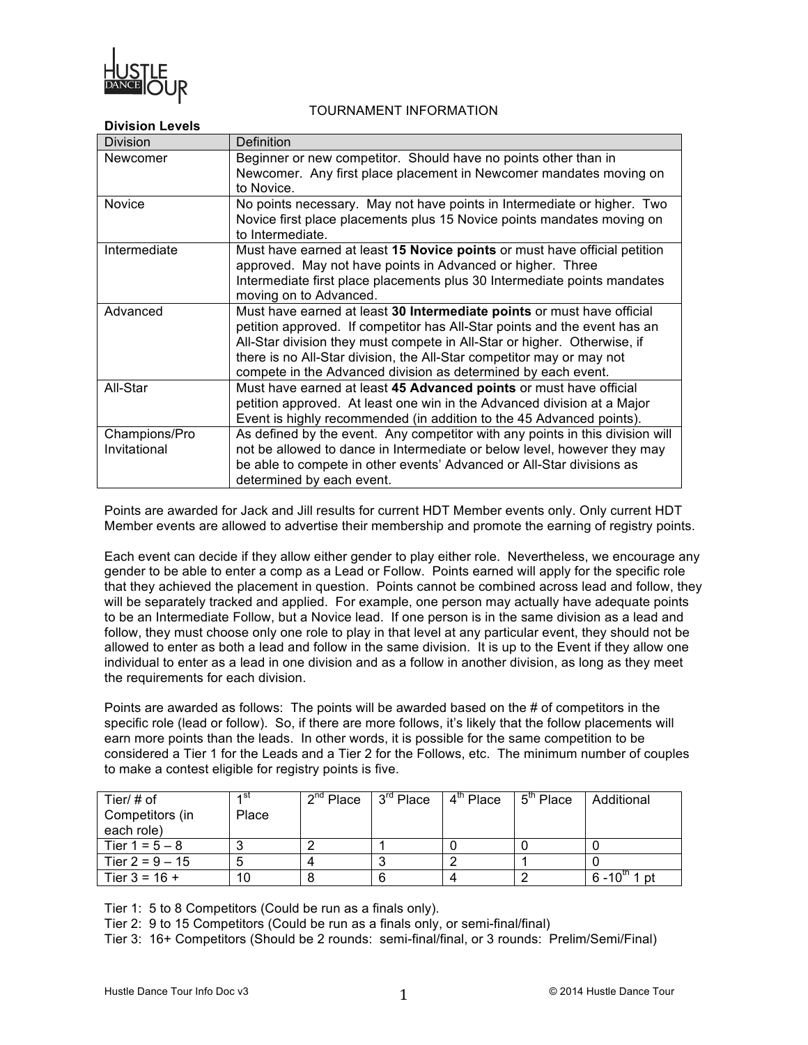# TOURNAMENT INFORMATION

**Division Levels**

| Division | Definition |
|---|---|
| Newcomer | Beginner or new competitor. Should have no points other than in Newcomer. Any first place placement in Newcomer mandates moving on to Novice. |
| Novice | No points necessary. May not have points in Intermediate or higher. Two Novice first place placements plus 15 Novice points mandates moving on to Intermediate. |
| Intermediate | Must have earned at least **15 Novice points** or must have official petition approved. May not have points in Advanced or higher. Three Intermediate first place placements plus 30 Intermediate points mandates moving on to Advanced. |
| Advanced | Must have earned at least **30 Intermediate points** or must have official petition approved. If competitor has All-Star points and the event has an All-Star division they must compete in All-Star or higher. Otherwise, if there is no All-Star division, the All-Star competitor may or may not compete in the Advanced division as determined by each event. |
| All-Star | Must have earned at least **45 Advanced points** or must have official petition approved. At least one win in the Advanced division at a Major Event is highly recommended (in addition to the 45 Advanced points). |
| Champions/Pro Invitational | As defined by the event. Any competitor with any points in this division will not be allowed to dance in Intermediate or below level, however they may be able to compete in other events' Advanced or All-Star divisions as determined by each event. |

Points are awarded for Jack and Jill results for current HDT Member events only. Only current HDT Member events are allowed to advertise their membership and promote the earning of registry points.

Each event can decide if they allow either gender to play either role. Nevertheless, we encourage any gender to be able to enter a comp as a Lead or Follow. Points earned will apply for the specific role that they achieved the placement in question. Points cannot be combined across lead and follow, they will be separately tracked and applied. For example, one person may actually have adequate points to be an Intermediate Follow, but a Novice lead. If one person is in the same division as a lead and follow, they must choose only one role to play in that level at any particular event, they should not be allowed to enter as both a lead and follow in the same division. It is up to the Event if they allow one individual to enter as a lead in one division and as a follow in another division, as long as they meet the requirements for each division.

Points are awarded as follows: The points will be awarded based on the # of competitors in the specific role (lead or follow). So, if there are more follows, it's likely that the follow placements will earn more points than the leads. In other words, it is possible for the same competition to be considered a Tier 1 for the Leads and a Tier 2 for the Follows, etc. The minimum number of couples to make a contest eligible for registry points is five.

| Tier/ # of Competitors (in each role) | 1st Place | 2nd Place | 3rd Place | 4th Place | 5th Place | Additional |
|---|---|---|---|---|---|---|
| Tier 1 = 5 – 8 | 3 | 2 | 1 | 0 | 0 | 0 |
| Tier 2 = 9 – 15 | 5 | 4 | 3 | 2 | 1 | 0 |
| Tier 3 = 16 + | 10 | 8 | 6 | 4 | 2 | 6 -10th 1 pt |

Tier 1: 5 to 8 Competitors (Could be run as a finals only).

Tier 2: 9 to 15 Competitors (Could be run as a finals only, or semi-final/final)

Tier 3: 16+ Competitors (Should be 2 rounds: semi-final/final, or 3 rounds: Prelim/Semi/Final)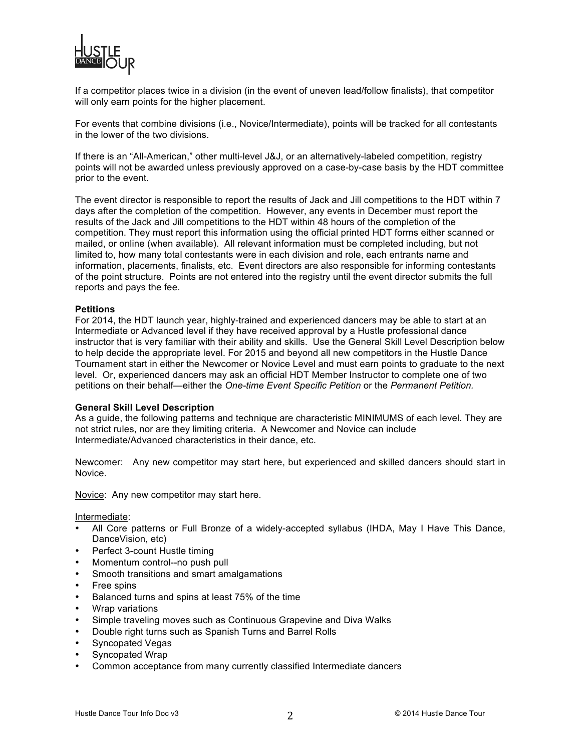If a competitor places twice in a division (in the event of uneven lead/follow finalists), that competitor will only earn points for the higher placement.

For events that combine divisions (i.e., Novice/Intermediate), points will be tracked for all contestants in the lower of the two divisions.

If there is an "All-American," other multi-level J&J, or an alternatively-labeled competition, registry points will not be awarded unless previously approved on a case-by-case basis by the HDT committee prior to the event.

The event director is responsible to report the results of Jack and Jill competitions to the HDT within 7 days after the completion of the competition. However, any events in December must report the results of the Jack and Jill competitions to the HDT within 48 hours of the completion of the competition. They must report this information using the official printed HDT forms either scanned or mailed, or online (when available). All relevant information must be completed including, but not limited to, how many total contestants were in each division and role, each entrants name and information, placements, finalists, etc. Event directors are also responsible for informing contestants of the point structure. Points are not entered into the registry until the event director submits the full reports and pays the fee.

**Petitions**

For 2014, the HDT launch year, highly-trained and experienced dancers may be able to start at an Intermediate or Advanced level if they have received approval by a Hustle professional dance instructor that is very familiar with their ability and skills. Use the General Skill Level Description below to help decide the appropriate level. For 2015 and beyond all new competitors in the Hustle Dance Tournament start in either the Newcomer or Novice Level and must earn points to graduate to the next level. Or, experienced dancers may ask an official HDT Member Instructor to complete one of two petitions on their behalf—either the *One-time Event Specific Petition* or the *Permanent Petition.*

**General Skill Level Description**

As a guide, the following patterns and technique are characteristic MINIMUMS of each level. They are not strict rules, nor are they limiting criteria. A Newcomer and Novice can include Intermediate/Advanced characteristics in their dance, etc.

Newcomer: Any new competitor may start here, but experienced and skilled dancers should start in Novice.

Novice: Any new competitor may start here.

Intermediate:

- All Core patterns or Full Bronze of a widely-accepted syllabus (IHDA, May I Have This Dance, DanceVision, etc)
- Perfect 3-count Hustle timing
- Momentum control--no push pull
- Smooth transitions and smart amalgamations
- Free spins
- Balanced turns and spins at least 75% of the time
- Wrap variations
- Simple traveling moves such as Continuous Grapevine and Diva Walks
- Double right turns such as Spanish Turns and Barrel Rolls
- Syncopated Vegas
- Syncopated Wrap
- Common acceptance from many currently classified Intermediate dancers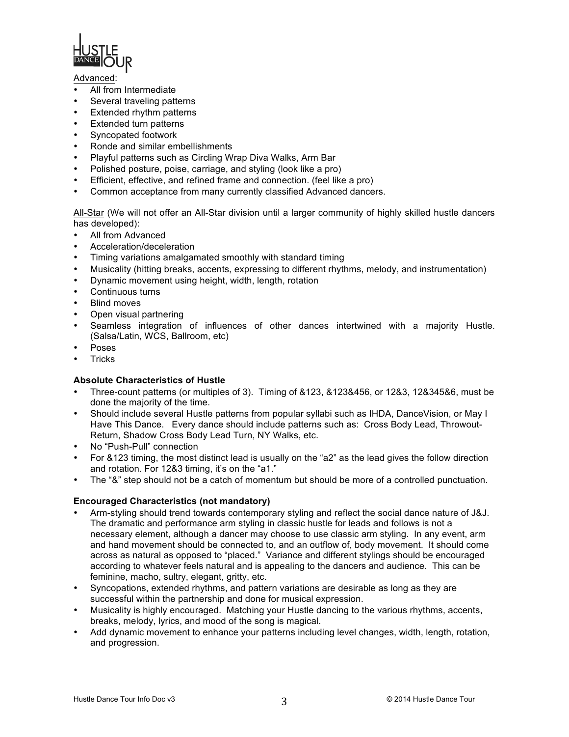Advanced:

- All from Intermediate
- Several traveling patterns
- Extended rhythm patterns
- Extended turn patterns
- Syncopated footwork
- Ronde and similar embellishments
- Playful patterns such as Circling Wrap Diva Walks, Arm Bar
- Polished posture, poise, carriage, and styling (look like a pro)
- Efficient, effective, and refined frame and connection. (feel like a pro)
- Common acceptance from many currently classified Advanced dancers.

All-Star (We will not offer an All-Star division until a larger community of highly skilled hustle dancers has developed):

- All from Advanced
- Acceleration/deceleration
- Timing variations amalgamated smoothly with standard timing
- Musicality (hitting breaks, accents, expressing to different rhythms, melody, and instrumentation)
- Dynamic movement using height, width, length, rotation
- Continuous turns
- Blind moves
- Open visual partnering
- Seamless integration of influences of other dances intertwined with a majority Hustle. (Salsa/Latin, WCS, Ballroom, etc)
- Poses
- Tricks

**Absolute Characteristics of Hustle**

- Three-count patterns (or multiples of 3). Timing of &123, &123&456, or 12&3, 12&345&6, must be done the majority of the time.
- Should include several Hustle patterns from popular syllabi such as IHDA, DanceVision, or May I Have This Dance. Every dance should include patterns such as: Cross Body Lead, Throwout-Return, Shadow Cross Body Lead Turn, NY Walks, etc.
- No "Push-Pull" connection
- For &123 timing, the most distinct lead is usually on the "a2" as the lead gives the follow direction and rotation. For 12&3 timing, it's on the "a1."
- The "&" step should not be a catch of momentum but should be more of a controlled punctuation.

**Encouraged Characteristics (not mandatory)**

- Arm-styling should trend towards contemporary styling and reflect the social dance nature of J&J. The dramatic and performance arm styling in classic hustle for leads and follows is not a necessary element, although a dancer may choose to use classic arm styling. In any event, arm and hand movement should be connected to, and an outflow of, body movement. It should come across as natural as opposed to "placed." Variance and different stylings should be encouraged according to whatever feels natural and is appealing to the dancers and audience. This can be feminine, macho, sultry, elegant, gritty, etc.
- Syncopations, extended rhythms, and pattern variations are desirable as long as they are successful within the partnership and done for musical expression.
- Musicality is highly encouraged. Matching your Hustle dancing to the various rhythms, accents, breaks, melody, lyrics, and mood of the song is magical.
- Add dynamic movement to enhance your patterns including level changes, width, length, rotation, and progression.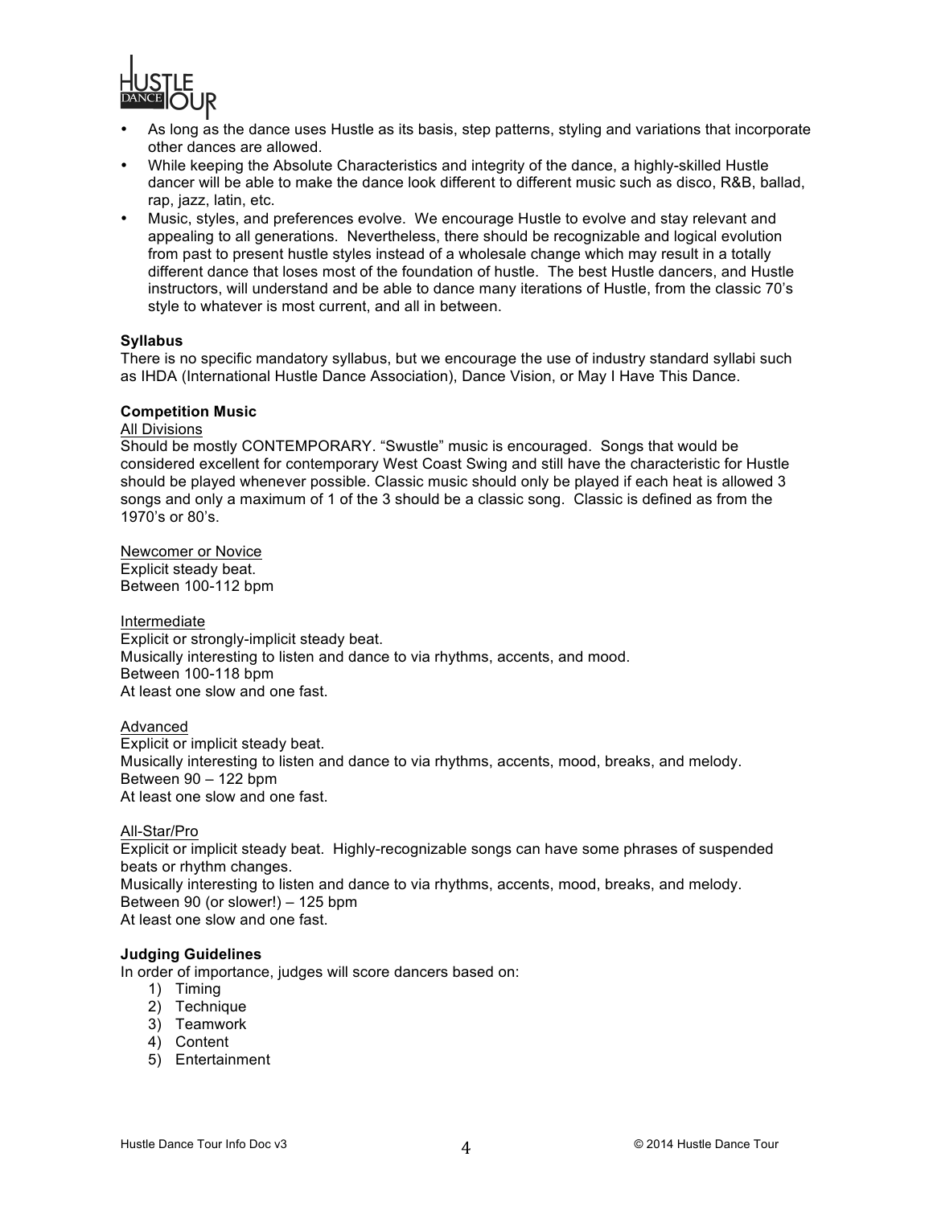- As long as the dance uses Hustle as its basis, step patterns, styling and variations that incorporate other dances are allowed.
- While keeping the Absolute Characteristics and integrity of the dance, a highly-skilled Hustle dancer will be able to make the dance look different to different music such as disco, R&B, ballad, rap, jazz, latin, etc.
- Music, styles, and preferences evolve. We encourage Hustle to evolve and stay relevant and appealing to all generations. Nevertheless, there should be recognizable and logical evolution from past to present hustle styles instead of a wholesale change which may result in a totally different dance that loses most of the foundation of hustle. The best Hustle dancers, and Hustle instructors, will understand and be able to dance many iterations of Hustle, from the classic 70's style to whatever is most current, and all in between.

**Syllabus**

There is no specific mandatory syllabus, but we encourage the use of industry standard syllabi such as IHDA (International Hustle Dance Association), Dance Vision, or May I Have This Dance.

**Competition Music**

<u>All Divisions</u>

Should be mostly CONTEMPORARY. "Swustle" music is encouraged. Songs that would be considered excellent for contemporary West Coast Swing and still have the characteristic for Hustle should be played whenever possible. Classic music should only be played if each heat is allowed 3 songs and only a maximum of 1 of the 3 should be a classic song. Classic is defined as from the 1970's or 80's.

<u>Newcomer or Novice</u>

Explicit steady beat.
Between 100-112 bpm

<u>Intermediate</u>

Explicit or strongly-implicit steady beat.
Musically interesting to listen and dance to via rhythms, accents, and mood.
Between 100-118 bpm
At least one slow and one fast.

<u>Advanced</u>

Explicit or implicit steady beat.
Musically interesting to listen and dance to via rhythms, accents, mood, breaks, and melody.
Between 90 – 122 bpm
At least one slow and one fast.

<u>All-Star/Pro</u>

Explicit or implicit steady beat. Highly-recognizable songs can have some phrases of suspended beats or rhythm changes.
Musically interesting to listen and dance to via rhythms, accents, mood, breaks, and melody.
Between 90 (or slower!) – 125 bpm
At least one slow and one fast.

**Judging Guidelines**

In order of importance, judges will score dancers based on:

1) Timing
2) Technique
3) Teamwork
4) Content
5) Entertainment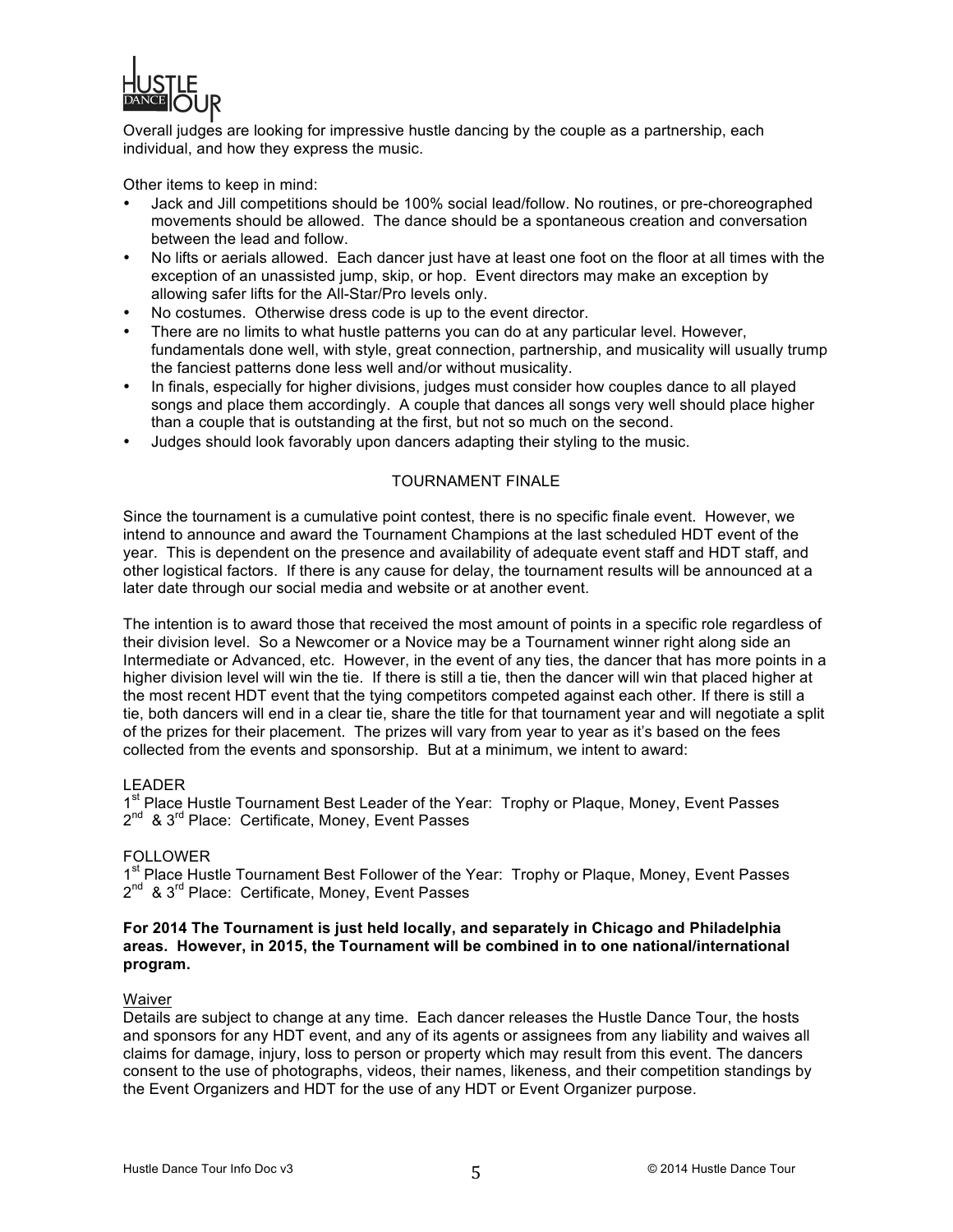Overall judges are looking for impressive hustle dancing by the couple as a partnership, each individual, and how they express the music.

Other items to keep in mind:

- Jack and Jill competitions should be 100% social lead/follow. No routines, or pre-choreographed movements should be allowed. The dance should be a spontaneous creation and conversation between the lead and follow.
- No lifts or aerials allowed. Each dancer just have at least one foot on the floor at all times with the exception of an unassisted jump, skip, or hop. Event directors may make an exception by allowing safer lifts for the All-Star/Pro levels only.
- No costumes. Otherwise dress code is up to the event director.
- There are no limits to what hustle patterns you can do at any particular level. However, fundamentals done well, with style, great connection, partnership, and musicality will usually trump the fanciest patterns done less well and/or without musicality.
- In finals, especially for higher divisions, judges must consider how couples dance to all played songs and place them accordingly. A couple that dances all songs very well should place higher than a couple that is outstanding at the first, but not so much on the second.
- Judges should look favorably upon dancers adapting their styling to the music.

## TOURNAMENT FINALE

Since the tournament is a cumulative point contest, there is no specific finale event. However, we intend to announce and award the Tournament Champions at the last scheduled HDT event of the year. This is dependent on the presence and availability of adequate event staff and HDT staff, and other logistical factors. If there is any cause for delay, the tournament results will be announced at a later date through our social media and website or at another event.

The intention is to award those that received the most amount of points in a specific role regardless of their division level. So a Newcomer or a Novice may be a Tournament winner right along side an Intermediate or Advanced, etc. However, in the event of any ties, the dancer that has more points in a higher division level will win the tie. If there is still a tie, then the dancer will win that placed higher at the most recent HDT event that the tying competitors competed against each other. If there is still a tie, both dancers will end in a clear tie, share the title for that tournament year and will negotiate a split of the prizes for their placement. The prizes will vary from year to year as it's based on the fees collected from the events and sponsorship. But at a minimum, we intent to award:

LEADER
1st Place Hustle Tournament Best Leader of the Year: Trophy or Plaque, Money, Event Passes
2nd & 3rd Place: Certificate, Money, Event Passes

FOLLOWER
1st Place Hustle Tournament Best Follower of the Year: Trophy or Plaque, Money, Event Passes
2nd & 3rd Place: Certificate, Money, Event Passes

**For 2014 The Tournament is just held locally, and separately in Chicago and Philadelphia areas. However, in 2015, the Tournament will be combined in to one national/international program.**

<u>Waiver</u>
Details are subject to change at any time. Each dancer releases the Hustle Dance Tour, the hosts and sponsors for any HDT event, and any of its agents or assignees from any liability and waives all claims for damage, injury, loss to person or property which may result from this event. The dancers consent to the use of photographs, videos, their names, likeness, and their competition standings by the Event Organizers and HDT for the use of any HDT or Event Organizer purpose.